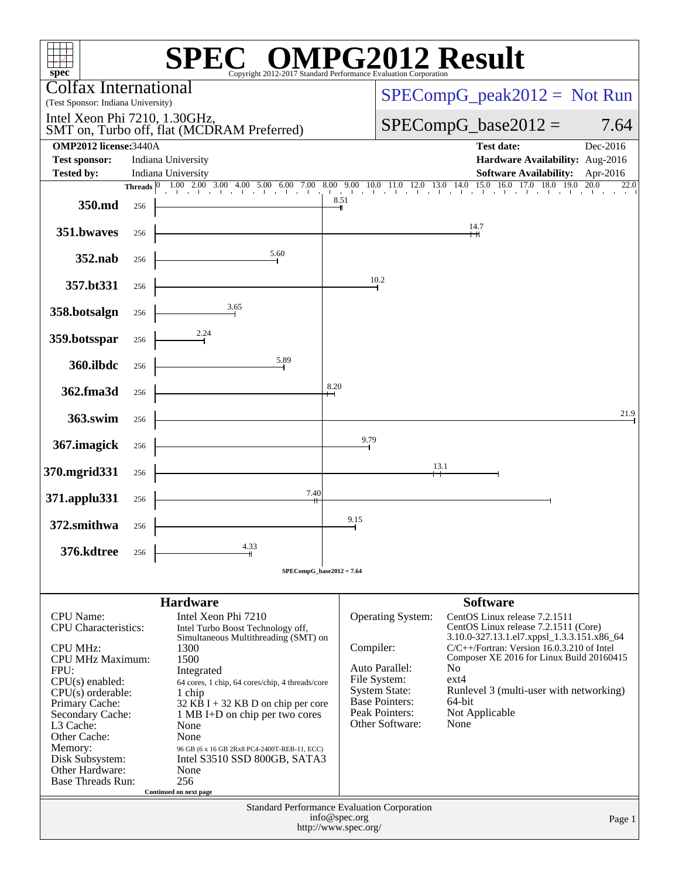# SPEC OMPG2012 Result

Copyright 2012-2017 Standard Performance Evaluation Corporation

**Colfax International**
(Test Sponsor: Indiana University)

Intel Xeon Phi 7210, 1.30GHz,
SMT on, Turbo off, flat (MCDRAM Preferred)

SPECompG_peak2012 = Not Run

SPECompG_base2012 = 7.64

| | | | |
|---|---|---|---|
| **OMP2012 license:** | 3440A | **Test date:** | Dec-2016 |
| **Test sponsor:** | Indiana University | **Hardware Availability:** | Aug-2016 |
| **Tested by:** | Indiana University | **Software Availability:** | Apr-2016 |

| Benchmark | Threads | Base Ratio |
|---|---|---|
| 350.md | 256 | 8.51 |
| 351.bwaves | 256 | 14.7 |
| 352.nab | 256 | 5.60 |
| 357.bt331 | 256 | 10.2 |
| 358.botsalgn | 256 | 3.65 |
| 359.botsspar | 256 | 2.24 |
| 360.ilbdc | 256 | 5.89 |
| 362.fma3d | 256 | 8.20 |
| 363.swim | 256 | 21.9 |
| 367.imagick | 256 | 9.79 |
| 370.mgrid331 | 256 | 13.1 |
| 371.applu331 | 256 | 7.40 |
| 372.smithwa | 256 | 9.15 |
| 376.kdtree | 256 | 4.33 |

SPECompG_base2012 = 7.64

## Hardware

| | |
|---|---|
| CPU Name: | Intel Xeon Phi 7210 |
| CPU Characteristics: | Intel Turbo Boost Technology off, Simultaneous Multithreading (SMT) on |
| CPU MHz: | 1300 |
| CPU MHz Maximum: | 1500 |
| FPU: | Integrated |
| CPU(s) enabled: | 64 cores, 1 chip, 64 cores/chip, 4 threads/core |
| CPU(s) orderable: | 1 chip |
| Primary Cache: | 32 KB I + 32 KB D on chip per core |
| Secondary Cache: | 1 MB I+D on chip per two cores |
| L3 Cache: | None |
| Other Cache: | None |
| Memory: | 96 GB (6 x 16 GB 2Rx8 PC4-2400T-REB-11, ECC) |
| Disk Subsystem: | Intel S3510 SSD 800GB, SATA3 |
| Other Hardware: | None |
| Base Threads Run: | 256 |

Continued on next page

## Software

| | |
|---|---|
| Operating System: | CentOS Linux release 7.2.1511 CentOS Linux release 7.2.1511 (Core) 3.10.0-327.13.1.el7.xppsl_1.3.3.151.x86_64 |
| Compiler: | C/C++/Fortran: Version 16.0.3.210 of Intel Composer XE 2016 for Linux Build 20160415 |
| Auto Parallel: | No |
| File System: | ext4 |
| System State: | Runlevel 3 (multi-user with networking) |
| Base Pointers: | 64-bit |
| Peak Pointers: | Not Applicable |
| Other Software: | None |

Standard Performance Evaluation Corporation
info@spec.org
http://www.spec.org/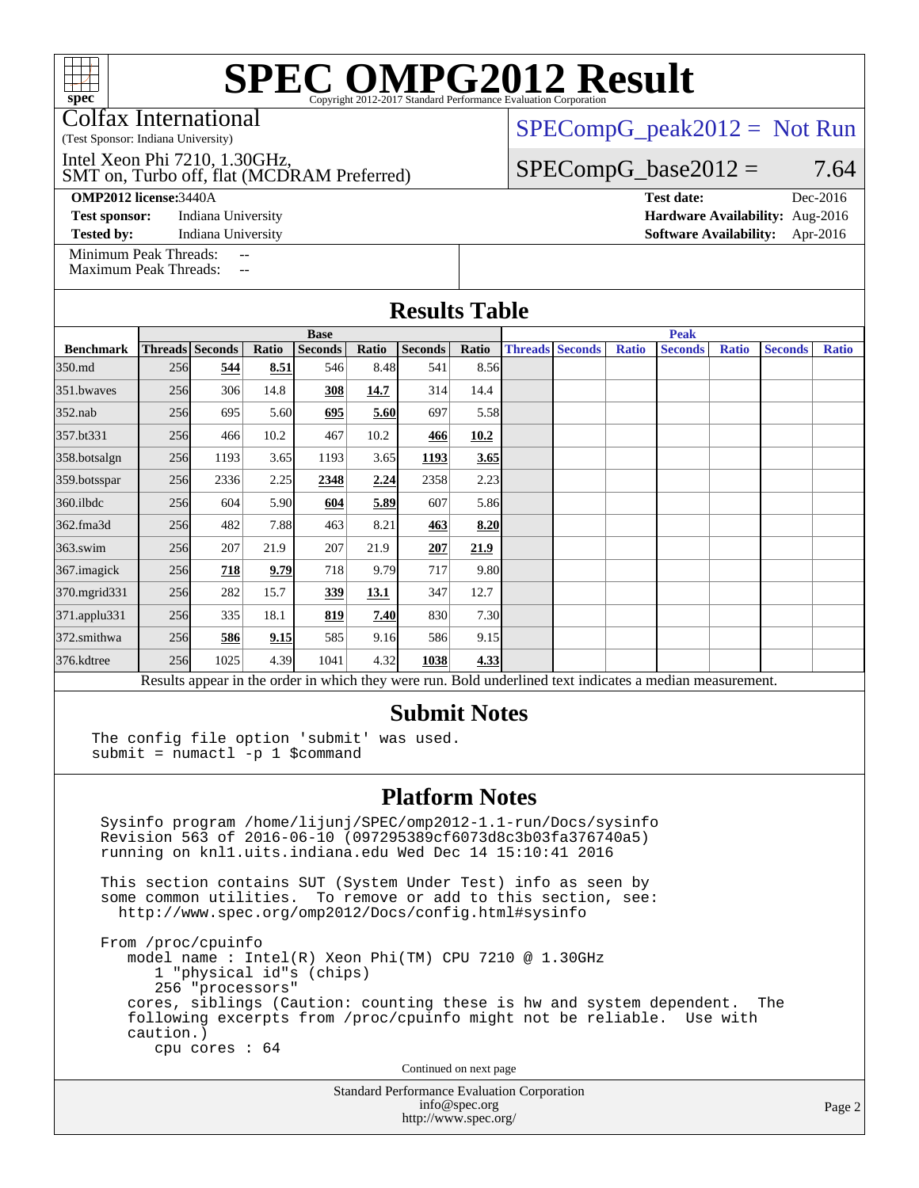# SPEC OMPG2012 Result

Copyright 2012-2017 Standard Performance Evaluation Corporation

Colfax International
(Test Sponsor: Indiana University)

Intel Xeon Phi 7210, 1.30GHz,
SMT on, Turbo off, flat (MCDRAM Preferred)

SPECompG_peak2012 = Not Run

SPECompG_base2012 = 7.64

**OMP2012 license:** 3440A
**Test sponsor:** Indiana University
**Tested by:** Indiana University

**Test date:** Dec-2016
**Hardware Availability:** Aug-2016
**Software Availability:** Apr-2016

Minimum Peak Threads: --
Maximum Peak Threads: --

## Results Table

| | Base | | | | | | | Peak | | | | | | |
|---|---|---|---|---|---|---|---|---|---|---|---|---|---|---|
| **Benchmark** | **Threads** | **Seconds** | **Ratio** | **Seconds** | **Ratio** | **Seconds** | **Ratio** | **Threads** | **Seconds** | **Ratio** | **Seconds** | **Ratio** | **Seconds** | **Ratio** |
| 350.md | 256 | **544** | **8.51** | 546 | 8.48 | 541 | 8.56 | | | | | | | |
| 351.bwaves | 256 | 306 | 14.8 | **308** | **14.7** | 314 | 14.4 | | | | | | | |
| 352.nab | 256 | 695 | 5.60 | **695** | **5.60** | 697 | 5.58 | | | | | | | |
| 357.bt331 | 256 | 466 | 10.2 | 467 | 10.2 | **466** | **10.2** | | | | | | | |
| 358.botsalgn | 256 | 1193 | 3.65 | 1193 | 3.65 | **1193** | **3.65** | | | | | | | |
| 359.botsspar | 256 | 2336 | 2.25 | **2348** | **2.24** | 2358 | 2.23 | | | | | | | |
| 360.ilbdc | 256 | 604 | 5.90 | **604** | **5.89** | 607 | 5.86 | | | | | | | |
| 362.fma3d | 256 | 482 | 7.88 | 463 | 8.21 | **463** | **8.20** | | | | | | | |
| 363.swim | 256 | 207 | 21.9 | 207 | 21.9 | **207** | **21.9** | | | | | | | |
| 367.imagick | 256 | **718** | **9.79** | 718 | 9.79 | 717 | 9.80 | | | | | | | |
| 370.mgrid331 | 256 | 282 | 15.7 | **339** | **13.1** | 347 | 12.7 | | | | | | | |
| 371.applu331 | 256 | 335 | 18.1 | **819** | **7.40** | 830 | 7.30 | | | | | | | |
| 372.smithwa | 256 | **586** | **9.15** | 585 | 9.16 | 586 | 9.15 | | | | | | | |
| 376.kdtree | 256 | 1025 | 4.39 | 1041 | 4.32 | **1038** | **4.33** | | | | | | | |

Results appear in the order in which they were run. Bold underlined text indicates a median measurement.

## Submit Notes

```
The config file option 'submit' was used.
submit = numactl -p 1 $command
```

## Platform Notes

```
Sysinfo program /home/lijunj/SPEC/omp2012-1.1-run/Docs/sysinfo
Revision 563 of 2016-06-10 (097295389cf6073d8c3b03fa376740a5)
running on knl1.uits.indiana.edu Wed Dec 14 15:10:41 2016

This section contains SUT (System Under Test) info as seen by
some common utilities.  To remove or add to this section, see:
  http://www.spec.org/omp2012/Docs/config.html#sysinfo

From /proc/cpuinfo
   model name : Intel(R) Xeon Phi(TM) CPU 7210 @ 1.30GHz
      1 "physical id"s (chips)
      256 "processors"
   cores, siblings (Caution: counting these is hw and system dependent.  The
   following excerpts from /proc/cpuinfo might not be reliable.  Use with
   caution.)
      cpu cores : 64
```

Continued on next page

Standard Performance Evaluation Corporation
info@spec.org
http://www.spec.org/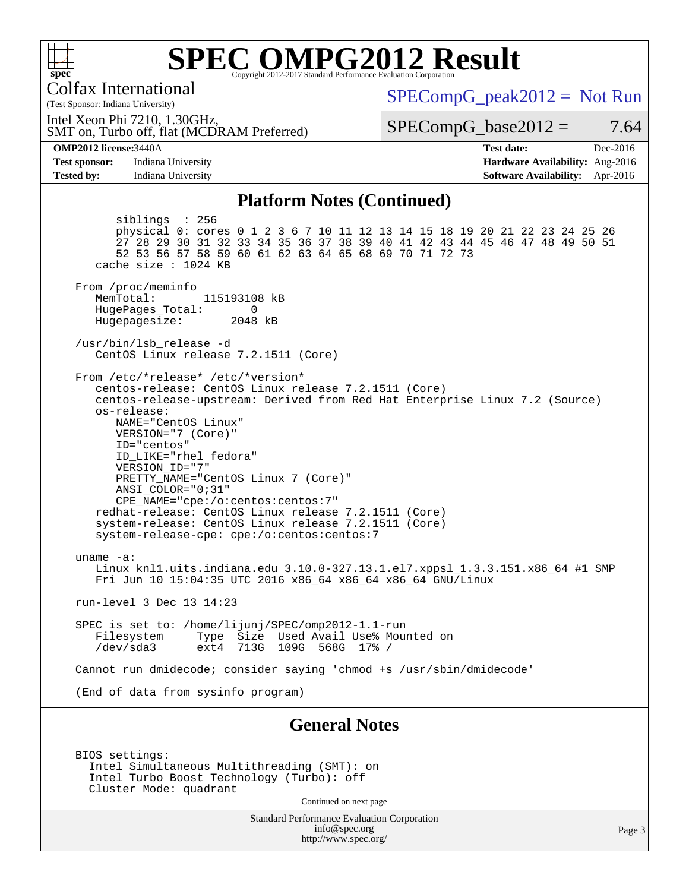# SPEC OMPG2012 Result

Copyright 2012-2017 Standard Performance Evaluation Corporation

Colfax International
(Test Sponsor: Indiana University)

Intel Xeon Phi 7210, 1.30GHz,
SMT on, Turbo off, flat (MCDRAM Preferred)

SPECompG_peak2012 = Not Run

SPECompG_base2012 = 7.64

**OMP2012 license:** 3440A
**Test sponsor:** Indiana University
**Tested by:** Indiana University

**Test date:** Dec-2016
**Hardware Availability:** Aug-2016
**Software Availability:** Apr-2016

## Platform Notes (Continued)

```
        siblings  : 256
        physical 0: cores 0 1 2 3 6 7 10 11 12 13 14 15 18 19 20 21 22 23 24 25 26
        27 28 29 30 31 32 33 34 35 36 37 38 39 40 41 42 43 44 45 46 47 48 49 50 51
        52 53 56 57 58 59 60 61 62 63 64 65 68 69 70 71 72 73
     cache size : 1024 KB

 From /proc/meminfo
    MemTotal:       115193108 kB
    HugePages_Total:       0
    Hugepagesize:       2048 kB

 /usr/bin/lsb_release -d
    CentOS Linux release 7.2.1511 (Core)

 From /etc/*release* /etc/*version*
    centos-release: CentOS Linux release 7.2.1511 (Core)
    centos-release-upstream: Derived from Red Hat Enterprise Linux 7.2 (Source)
    os-release:
       NAME="CentOS Linux"
       VERSION="7 (Core)"
       ID="centos"
       ID_LIKE="rhel fedora"
       VERSION_ID="7"
       PRETTY_NAME="CentOS Linux 7 (Core)"
       ANSI_COLOR="0;31"
       CPE_NAME="cpe:/o:centos:centos:7"
    redhat-release: CentOS Linux release 7.2.1511 (Core)
    system-release: CentOS Linux release 7.2.1511 (Core)
    system-release-cpe: cpe:/o:centos:centos:7

 uname -a:
    Linux knl1.uits.indiana.edu 3.10.0-327.13.1.el7.xppsl_1.3.3.151.x86_64 #1 SMP
    Fri Jun 10 15:04:35 UTC 2016 x86_64 x86_64 x86_64 GNU/Linux

 run-level 3 Dec 13 14:23

 SPEC is set to: /home/lijunj/SPEC/omp2012-1.1-run
    Filesystem     Type  Size  Used Avail Use% Mounted on
    /dev/sda3      ext4  713G  109G  568G  17% /

 Cannot run dmidecode; consider saying 'chmod +s /usr/sbin/dmidecode'

 (End of data from sysinfo program)
```

## General Notes

```
 BIOS settings:
   Intel Simultaneous Multithreading (SMT): on
   Intel Turbo Boost Technology (Turbo): off
   Cluster Mode: quadrant
```

Continued on next page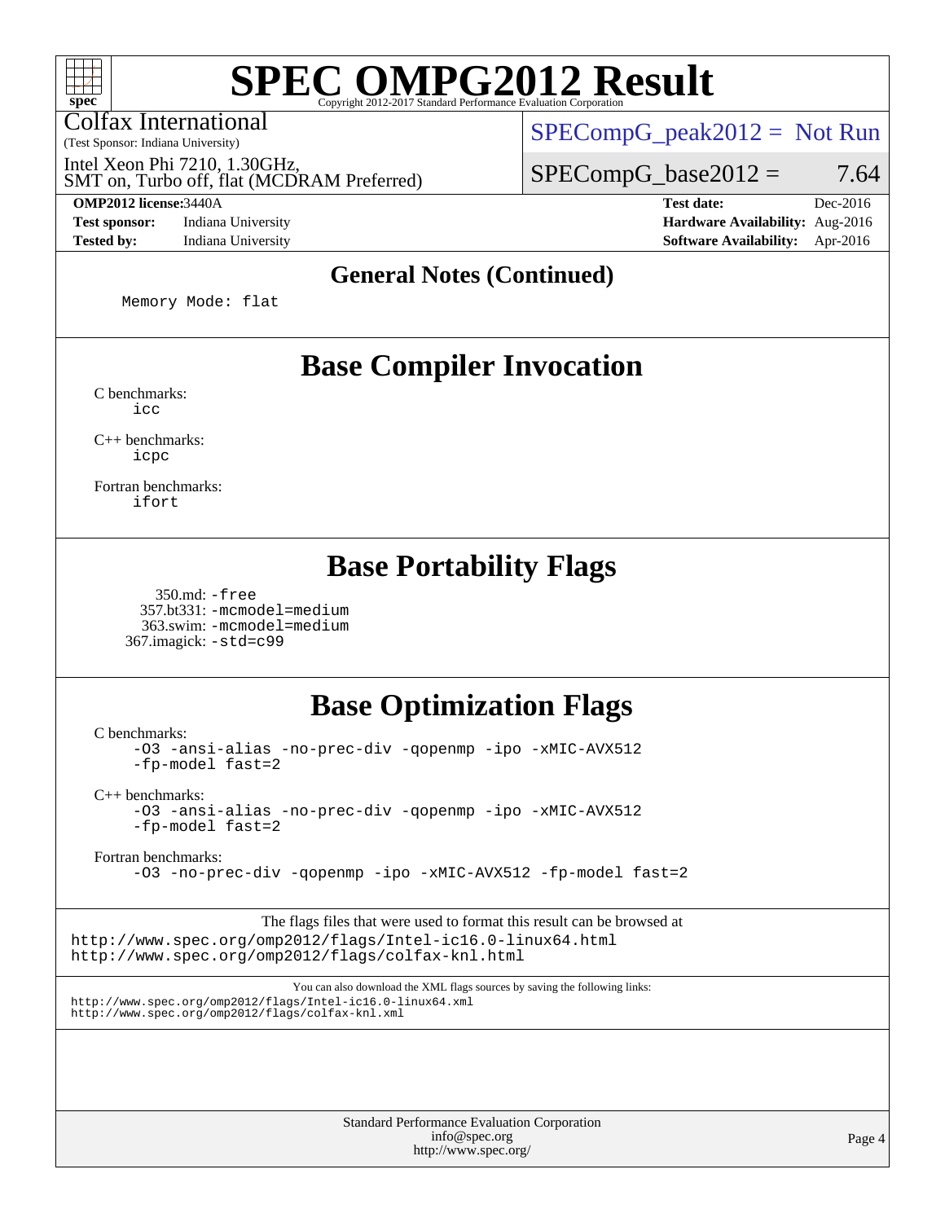## General Notes (Continued)

```
Memory Mode: flat
```

## Base Compiler Invocation

C benchmarks:
    icc

C++ benchmarks:
    icpc

Fortran benchmarks:
    ifort

## Base Portability Flags

350.md: -free
357.bt331: -mcmodel=medium
363.swim: -mcmodel=medium
367.imagick: -std=c99

## Base Optimization Flags

C benchmarks:
    -O3 -ansi-alias -no-prec-div -qopenmp -ipo -xMIC-AVX512
    -fp-model fast=2

C++ benchmarks:
    -O3 -ansi-alias -no-prec-div -qopenmp -ipo -xMIC-AVX512
    -fp-model fast=2

Fortran benchmarks:
    -O3 -no-prec-div -qopenmp -ipo -xMIC-AVX512 -fp-model fast=2

The flags files that were used to format this result can be browsed at
http://www.spec.org/omp2012/flags/Intel-ic16.0-linux64.html
http://www.spec.org/omp2012/flags/colfax-knl.html

You can also download the XML flags sources by saving the following links:
http://www.spec.org/omp2012/flags/Intel-ic16.0-linux64.xml
http://www.spec.org/omp2012/flags/colfax-knl.xml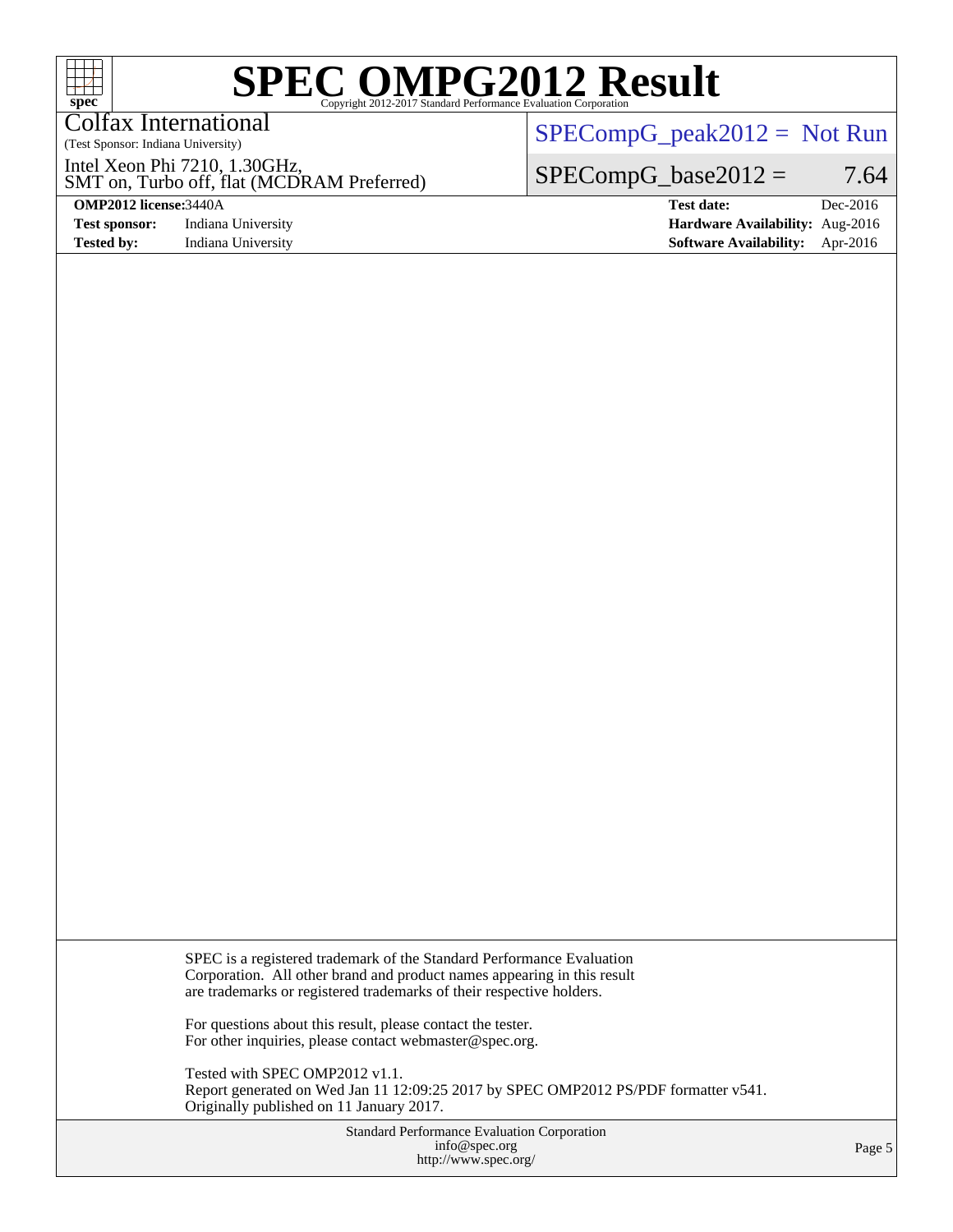# SPEC OMPG2012 Result

Copyright 2012-2017 Standard Performance Evaluation Corporation

Colfax International
(Test Sponsor: Indiana University)

Intel Xeon Phi 7210, 1.30GHz,
SMT on, Turbo off, flat (MCDRAM Preferred)

SPECompG_peak2012 = Not Run

SPECompG_base2012 = 7.64

**OMP2012 license:** 3440A
**Test sponsor:** Indiana University
**Tested by:** Indiana University

**Test date:** Dec-2016
**Hardware Availability:** Aug-2016
**Software Availability:** Apr-2016

SPEC is a registered trademark of the Standard Performance Evaluation Corporation. All other brand and product names appearing in this result are trademarks or registered trademarks of their respective holders.

For questions about this result, please contact the tester.
For other inquiries, please contact webmaster@spec.org.

Tested with SPEC OMP2012 v1.1.
Report generated on Wed Jan 11 12:09:25 2017 by SPEC OMP2012 PS/PDF formatter v541.
Originally published on 11 January 2017.

Standard Performance Evaluation Corporation
info@spec.org
http://www.spec.org/